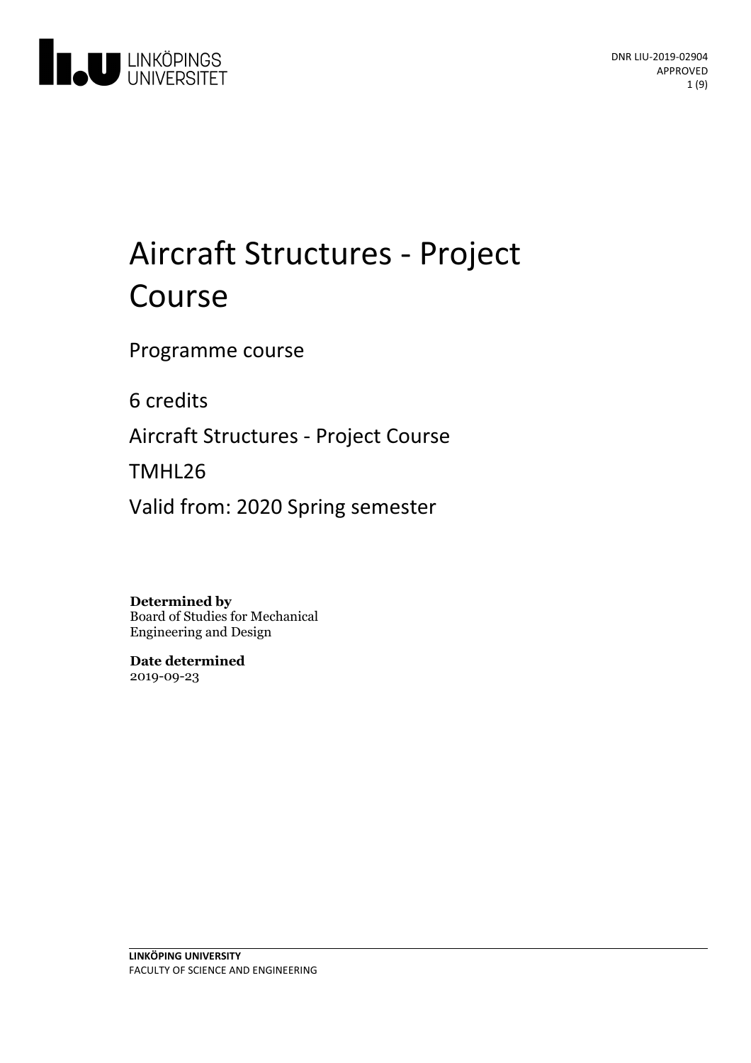LINKÖPINGS UNIVERSITET

DNR LIU-2019-02904
APPROVED

# Aircraft Structures - Project Course

Programme course

6 credits

Aircraft Structures - Project Course

TMHL26

Valid from: 2020 Spring semester

**Determined by**
Board of Studies for Mechanical Engineering and Design

**Date determined**
2019-09-23

**LINKÖPING UNIVERSITY**
FACULTY OF SCIENCE AND ENGINEERING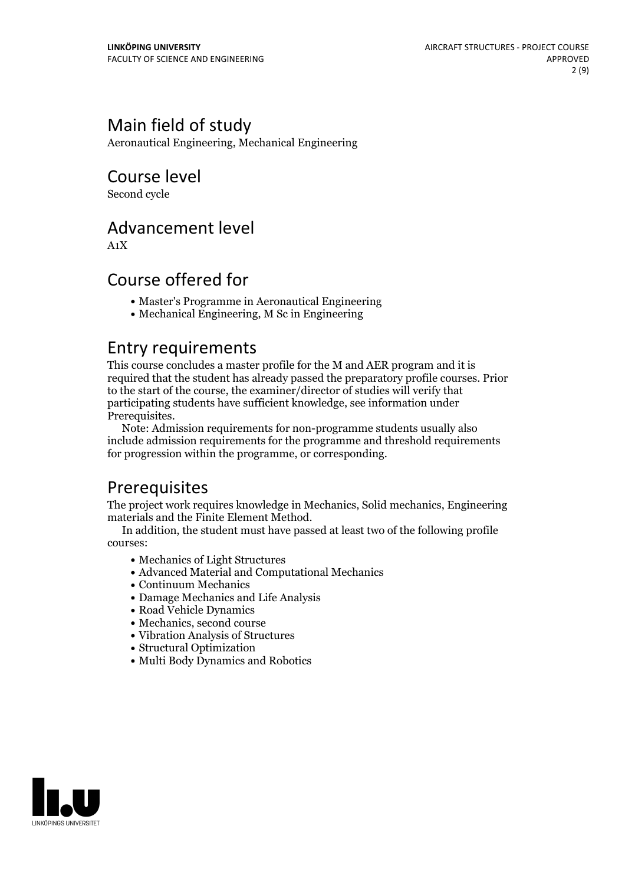# Main field of study

Aeronautical Engineering, Mechanical Engineering

# Course level

Second cycle

# Advancement level

A1X

# Course offered for

- Master's Programme in Aeronautical Engineering
- Mechanical Engineering, M Sc in Engineering

# Entry requirements

This course concludes a master profile for the M and AER program and it is required that the student has already passed the preparatory profile courses. Prior to the start of the course, the examiner/director of studies will verify that participating students have sufficient knowledge, see information under Prerequisites.

Note: Admission requirements for non-programme students usually also include admission requirements for the programme and threshold requirements for progression within the programme, or corresponding.

# Prerequisites

The project work requires knowledge in Mechanics, Solid mechanics, Engineering materials and the Finite Element Method.

In addition, the student must have passed at least two of the following profile courses:

- Mechanics of Light Structures
- Advanced Material and Computational Mechanics
- Continuum Mechanics
- Damage Mechanics and Life Analysis
- Road Vehicle Dynamics
- Mechanics, second course
- Vibration Analysis of Structures
- Structural Optimization
- Multi Body Dynamics and Robotics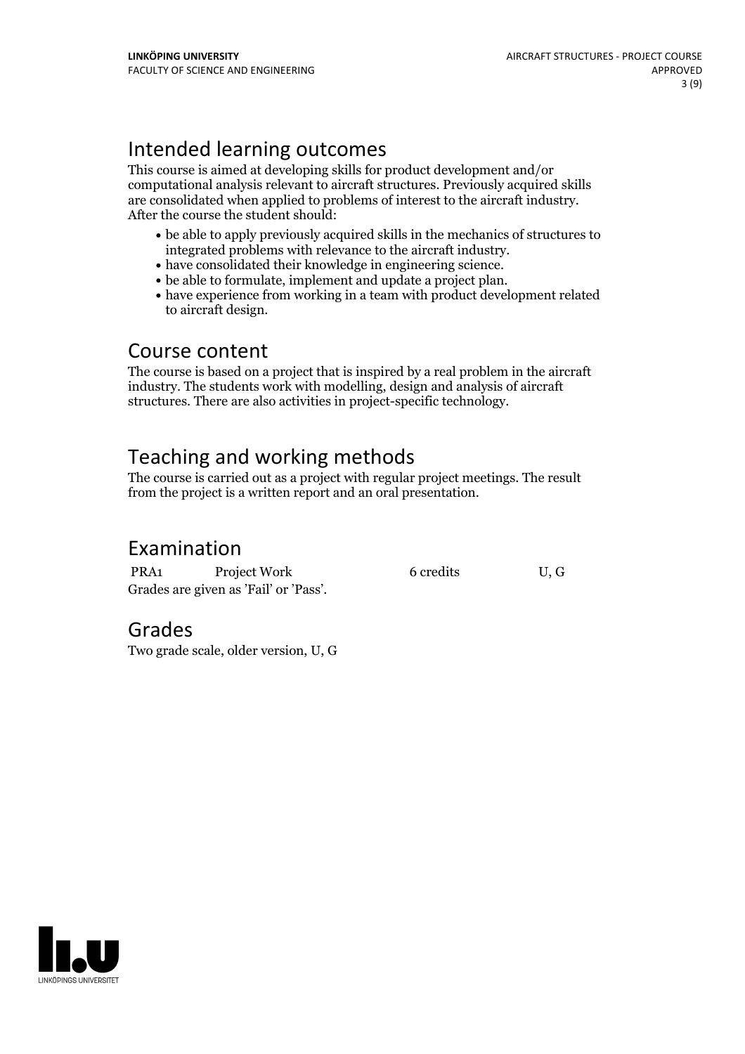## Intended learning outcomes

This course is aimed at developing skills for product development and/or computational analysis relevant to aircraft structures. Previously acquired skills are consolidated when applied to problems of interest to the aircraft industry. After the course the student should:

- be able to apply previously acquired skills in the mechanics of structures to integrated problems with relevance to the aircraft industry.
- have consolidated their knowledge in engineering science.
- be able to formulate, implement and update a project plan.
- have experience from working in a team with product development related to aircraft design.

## Course content

The course is based on a project that is inspired by a real problem in the aircraft industry. The students work with modelling, design and analysis of aircraft structures. There are also activities in project-specific technology.

## Teaching and working methods

The course is carried out as a project with regular project meetings. The result from the project is a written report and an oral presentation.

## Examination

| | | | |
|---|---|---|---|
| PRA1 | Project Work | 6 credits | U, G |

Grades are given as 'Fail' or 'Pass'.

## Grades

Two grade scale, older version, U, G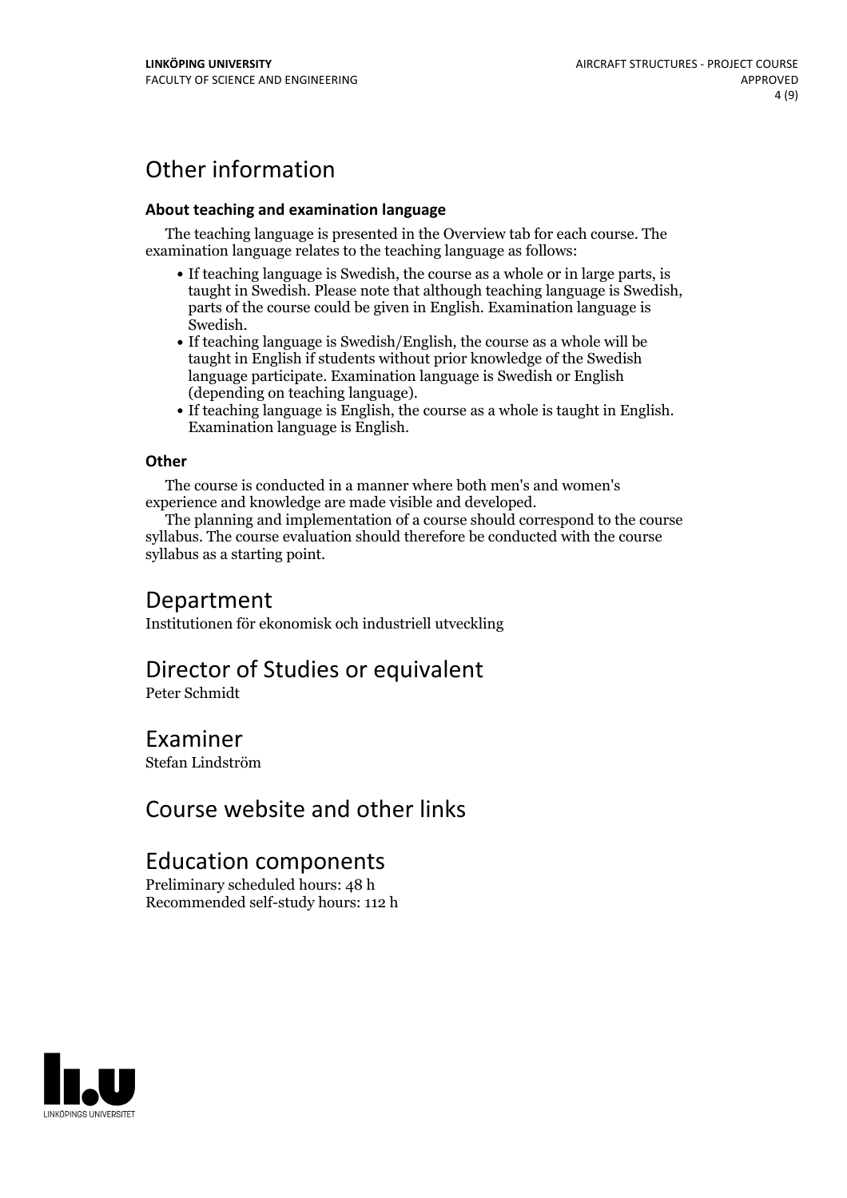# Other information

### About teaching and examination language

The teaching language is presented in the Overview tab for each course. The examination language relates to the teaching language as follows:

- If teaching language is Swedish, the course as a whole or in large parts, is taught in Swedish. Please note that although teaching language is Swedish, parts of the course could be given in English. Examination language is Swedish.
- If teaching language is Swedish/English, the course as a whole will be taught in English if students without prior knowledge of the Swedish language participate. Examination language is Swedish or English (depending on teaching language).
- If teaching language is English, the course as a whole is taught in English. Examination language is English.

### Other

The course is conducted in a manner where both men's and women's experience and knowledge are made visible and developed.

The planning and implementation of a course should correspond to the course syllabus. The course evaluation should therefore be conducted with the course syllabus as a starting point.

# Department

Institutionen för ekonomisk och industriell utveckling

# Director of Studies or equivalent

Peter Schmidt

# Examiner

Stefan Lindström

# Course website and other links

# Education components

Preliminary scheduled hours: 48 h
Recommended self-study hours: 112 h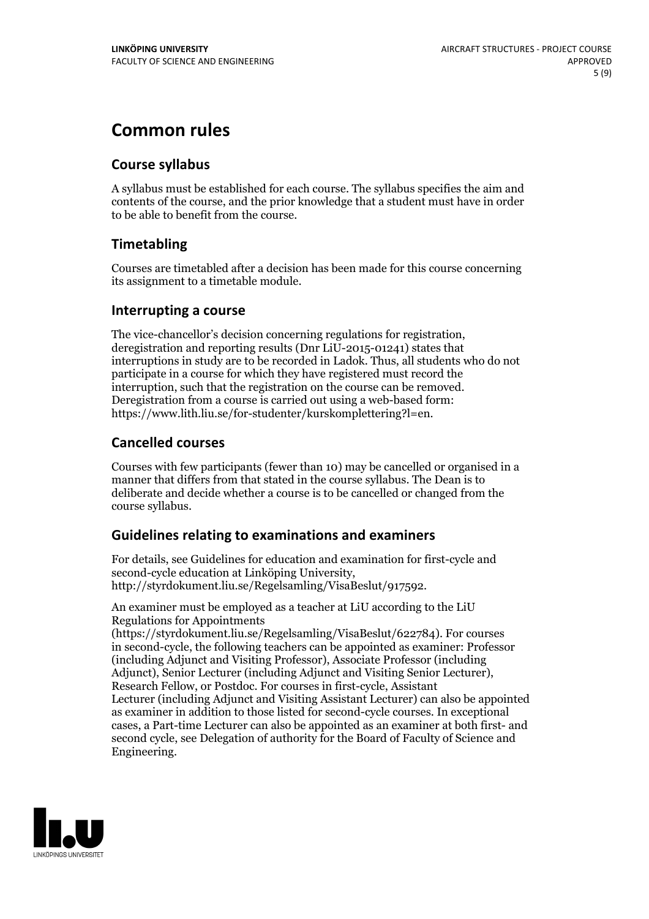# Common rules

## Course syllabus

A syllabus must be established for each course. The syllabus specifies the aim and contents of the course, and the prior knowledge that a student must have in order to be able to benefit from the course.

## Timetabling

Courses are timetabled after a decision has been made for this course concerning its assignment to a timetable module.

## Interrupting a course

The vice-chancellor's decision concerning regulations for registration, deregistration and reporting results (Dnr LiU-2015-01241) states that interruptions in study are to be recorded in Ladok. Thus, all students who do not participate in a course for which they have registered must record the interruption, such that the registration on the course can be removed. Deregistration from a course is carried out using a web-based form: https://www.lith.liu.se/for-studenter/kurskomplettering?l=en.

## Cancelled courses

Courses with few participants (fewer than 10) may be cancelled or organised in a manner that differs from that stated in the course syllabus. The Dean is to deliberate and decide whether a course is to be cancelled or changed from the course syllabus.

## Guidelines relating to examinations and examiners

For details, see Guidelines for education and examination for first-cycle and second-cycle education at Linköping University, http://styrdokument.liu.se/Regelsamling/VisaBeslut/917592.

An examiner must be employed as a teacher at LiU according to the LiU Regulations for Appointments (https://styrdokument.liu.se/Regelsamling/VisaBeslut/622784). For courses in second-cycle, the following teachers can be appointed as examiner: Professor (including Adjunct and Visiting Professor), Associate Professor (including Adjunct), Senior Lecturer (including Adjunct and Visiting Senior Lecturer), Research Fellow, or Postdoc. For courses in first-cycle, Assistant Lecturer (including Adjunct and Visiting Assistant Lecturer) can also be appointed as examiner in addition to those listed for second-cycle courses. In exceptional cases, a Part-time Lecturer can also be appointed as an examiner at both first- and second cycle, see Delegation of authority for the Board of Faculty of Science and Engineering.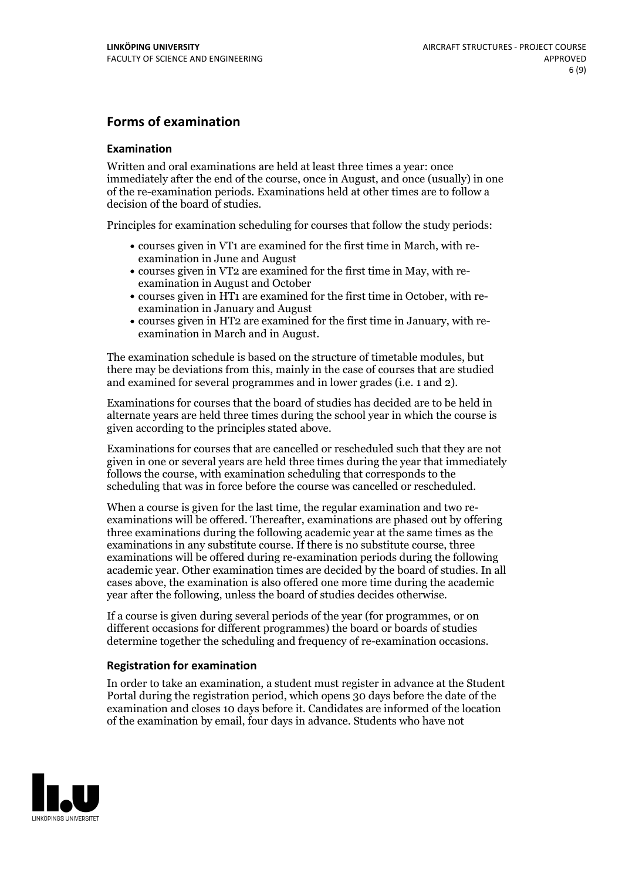## Forms of examination

### Examination

Written and oral examinations are held at least three times a year: once immediately after the end of the course, once in August, and once (usually) in one of the re-examination periods. Examinations held at other times are to follow a decision of the board of studies.

Principles for examination scheduling for courses that follow the study periods:

- courses given in VT1 are examined for the first time in March, with re-examination in June and August
- courses given in VT2 are examined for the first time in May, with re-examination in August and October
- courses given in HT1 are examined for the first time in October, with re-examination in January and August
- courses given in HT2 are examined for the first time in January, with re-examination in March and in August.

The examination schedule is based on the structure of timetable modules, but there may be deviations from this, mainly in the case of courses that are studied and examined for several programmes and in lower grades (i.e. 1 and 2).

Examinations for courses that the board of studies has decided are to be held in alternate years are held three times during the school year in which the course is given according to the principles stated above.

Examinations for courses that are cancelled or rescheduled such that they are not given in one or several years are held three times during the year that immediately follows the course, with examination scheduling that corresponds to the scheduling that was in force before the course was cancelled or rescheduled.

When a course is given for the last time, the regular examination and two re-examinations will be offered. Thereafter, examinations are phased out by offering three examinations during the following academic year at the same times as the examinations in any substitute course. If there is no substitute course, three examinations will be offered during re-examination periods during the following academic year. Other examination times are decided by the board of studies. In all cases above, the examination is also offered one more time during the academic year after the following, unless the board of studies decides otherwise.

If a course is given during several periods of the year (for programmes, or on different occasions for different programmes) the board or boards of studies determine together the scheduling and frequency of re-examination occasions.

### Registration for examination

In order to take an examination, a student must register in advance at the Student Portal during the registration period, which opens 30 days before the date of the examination and closes 10 days before it. Candidates are informed of the location of the examination by email, four days in advance. Students who have not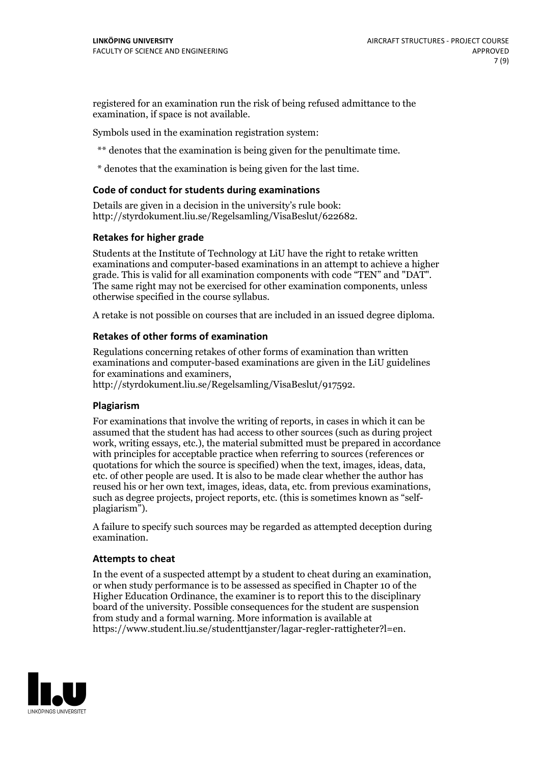registered for an examination run the risk of being refused admittance to the examination, if space is not available.

Symbols used in the examination registration system:

** denotes that the examination is being given for the penultimate time.

* denotes that the examination is being given for the last time.

### Code of conduct for students during examinations

Details are given in a decision in the university's rule book: http://styrdokument.liu.se/Regelsamling/VisaBeslut/622682.

### Retakes for higher grade

Students at the Institute of Technology at LiU have the right to retake written examinations and computer-based examinations in an attempt to achieve a higher grade. This is valid for all examination components with code "TEN" and "DAT". The same right may not be exercised for other examination components, unless otherwise specified in the course syllabus.

A retake is not possible on courses that are included in an issued degree diploma.

### Retakes of other forms of examination

Regulations concerning retakes of other forms of examination than written examinations and computer-based examinations are given in the LiU guidelines for examinations and examiners, http://styrdokument.liu.se/Regelsamling/VisaBeslut/917592.

### Plagiarism

For examinations that involve the writing of reports, in cases in which it can be assumed that the student has had access to other sources (such as during project work, writing essays, etc.), the material submitted must be prepared in accordance with principles for acceptable practice when referring to sources (references or quotations for which the source is specified) when the text, images, ideas, data, etc. of other people are used. It is also to be made clear whether the author has reused his or her own text, images, ideas, data, etc. from previous examinations, such as degree projects, project reports, etc. (this is sometimes known as "self-plagiarism").

A failure to specify such sources may be regarded as attempted deception during examination.

### Attempts to cheat

In the event of a suspected attempt by a student to cheat during an examination, or when study performance is to be assessed as specified in Chapter 10 of the Higher Education Ordinance, the examiner is to report this to the disciplinary board of the university. Possible consequences for the student are suspension from study and a formal warning. More information is available at https://www.student.liu.se/studenttjanster/lagar-regler-rattigheter?l=en.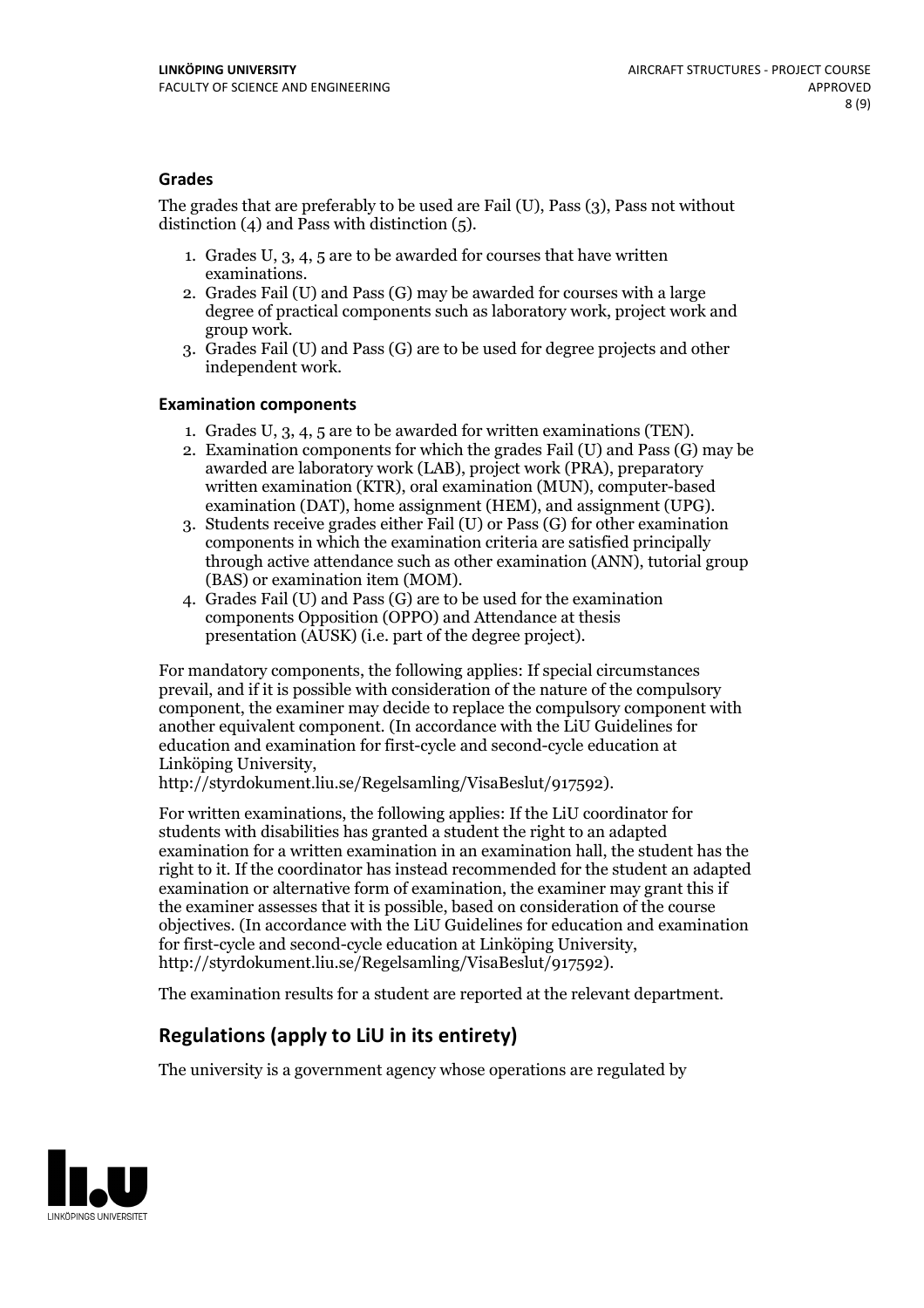### Grades

The grades that are preferably to be used are Fail (U), Pass (3), Pass not without distinction (4) and Pass with distinction (5).

1. Grades U, 3, 4, 5 are to be awarded for courses that have written examinations.
2. Grades Fail (U) and Pass (G) may be awarded for courses with a large degree of practical components such as laboratory work, project work and group work.
3. Grades Fail (U) and Pass (G) are to be used for degree projects and other independent work.

### Examination components

1. Grades U, 3, 4, 5 are to be awarded for written examinations (TEN).
2. Examination components for which the grades Fail (U) and Pass (G) may be awarded are laboratory work (LAB), project work (PRA), preparatory written examination (KTR), oral examination (MUN), computer-based examination (DAT), home assignment (HEM), and assignment (UPG).
3. Students receive grades either Fail (U) or Pass (G) for other examination components in which the examination criteria are satisfied principally through active attendance such as other examination (ANN), tutorial group (BAS) or examination item (MOM).
4. Grades Fail (U) and Pass (G) are to be used for the examination components Opposition (OPPO) and Attendance at thesis presentation (AUSK) (i.e. part of the degree project).

For mandatory components, the following applies: If special circumstances prevail, and if it is possible with consideration of the nature of the compulsory component, the examiner may decide to replace the compulsory component with another equivalent component. (In accordance with the LiU Guidelines for education and examination for first-cycle and second-cycle education at Linköping University, http://styrdokument.liu.se/Regelsamling/VisaBeslut/917592).

For written examinations, the following applies: If the LiU coordinator for students with disabilities has granted a student the right to an adapted examination for a written examination in an examination hall, the student has the right to it. If the coordinator has instead recommended for the student an adapted examination or alternative form of examination, the examiner may grant this if the examiner assesses that it is possible, based on consideration of the course objectives. (In accordance with the LiU Guidelines for education and examination for first-cycle and second-cycle education at Linköping University, http://styrdokument.liu.se/Regelsamling/VisaBeslut/917592).

The examination results for a student are reported at the relevant department.

## Regulations (apply to LiU in its entirety)

The university is a government agency whose operations are regulated by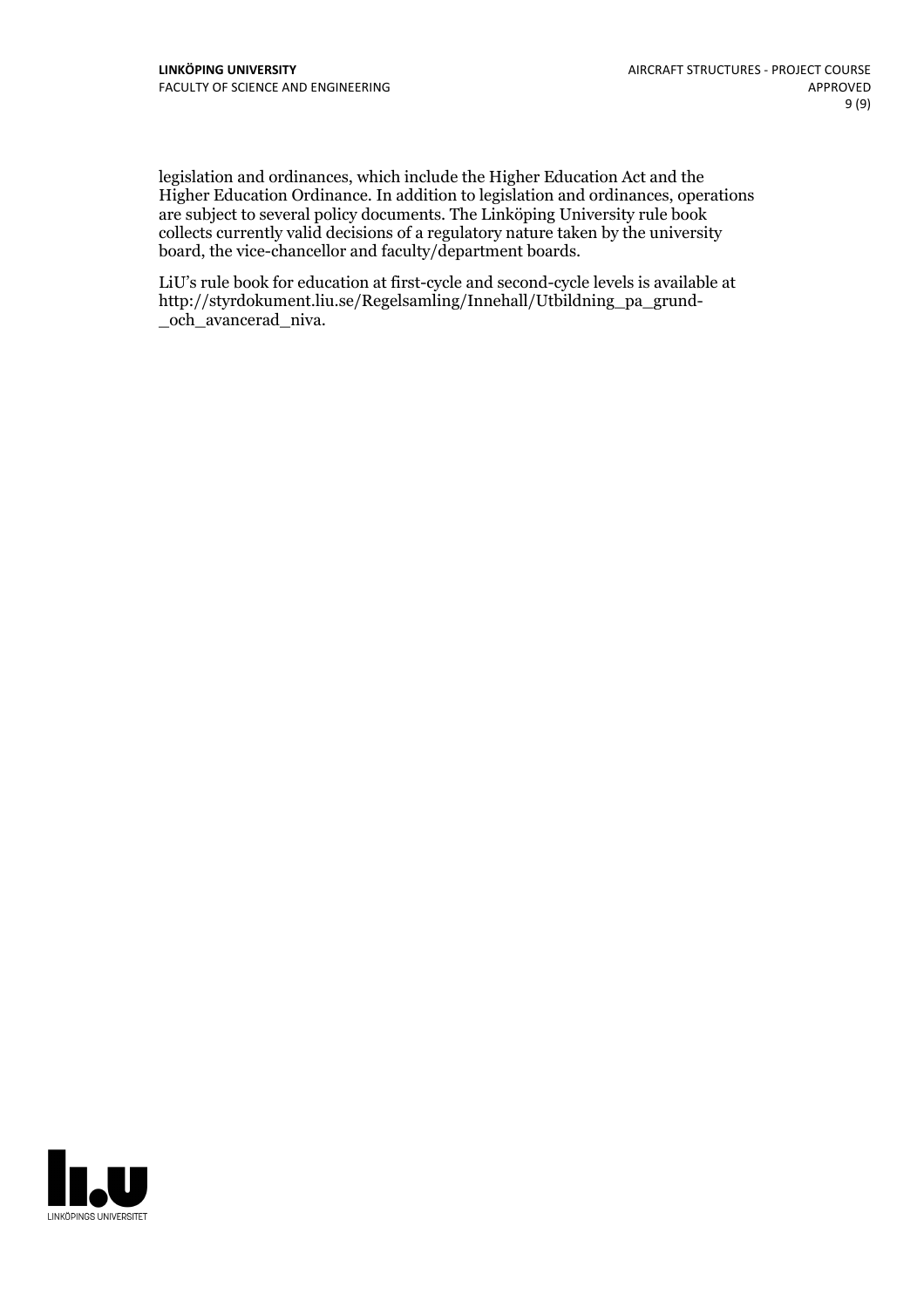legislation and ordinances, which include the Higher Education Act and the Higher Education Ordinance. In addition to legislation and ordinances, operations are subject to several policy documents. The Linköping University rule book collects currently valid decisions of a regulatory nature taken by the university board, the vice-chancellor and faculty/department boards.

LiU's rule book for education at first-cycle and second-cycle levels is available at http://styrdokument.liu.se/Regelsamling/Innehall/Utbildning_pa_grund-_och_avancerad_niva.